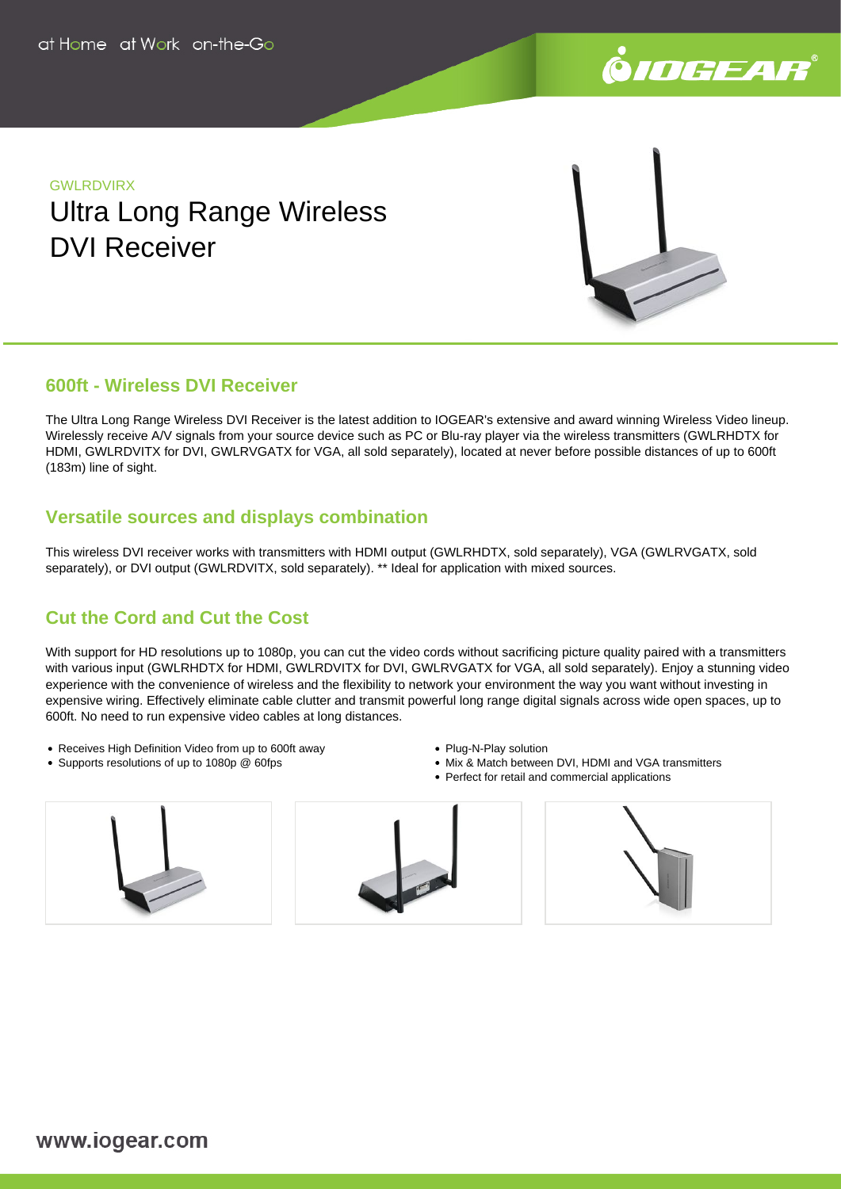GWLRDVIRX

# Ultra Long Range Wireless DVI Receiver

## 600ft - Wireless DVI Receiver

The Ultra Long Range Wireless DVI Receiver is the latest addition to IOGEAR's extensive and award winning Wireless Video lineup. Wirelessly receive A/V signals from your source device such as PC or Blu-ray player via the wireless transmitters (GWLRHDTX for HDMI, GWLRDVITX for DVI, GWLRVGATX for VGA, all sold separately), located at never before possible distances of up to 600ft (183m) line of sight.

## Versatile sources and displays combination

This wireless DVI receiver works with transmitters with HDMI output (GWLRHDTX, sold separately), VGA (GWLRVGATX, sold separately), or DVI output (GWLRDVITX, sold separately). ** Ideal for application with mixed sources.

## Cut the Cord and Cut the Cost

With support for HD resolutions up to 1080p, you can cut the video cords without sacrificing picture quality paired with a transmitters with various input (GWLRHDTX for HDMI, GWLRDVITX for DVI, GWLRVGATX for VGA, all sold separately). Enjoy a stunning video experience with the convenience of wireless and the flexibility to network your environment the way you want without investing in expensive wiring. Effectively eliminate cable clutter and transmit powerful long range digital signals across wide open spaces, up to 600ft. No need to run expensive video cables at long distances.

- Receives High Definition Video from up to 600ft away
- Supports resolutions of up to 1080p @ 60fps
- Plug-N-Play solution
- Mix & Match between DVI, HDMI and VGA transmitters
- Perfect for retail and commercial applications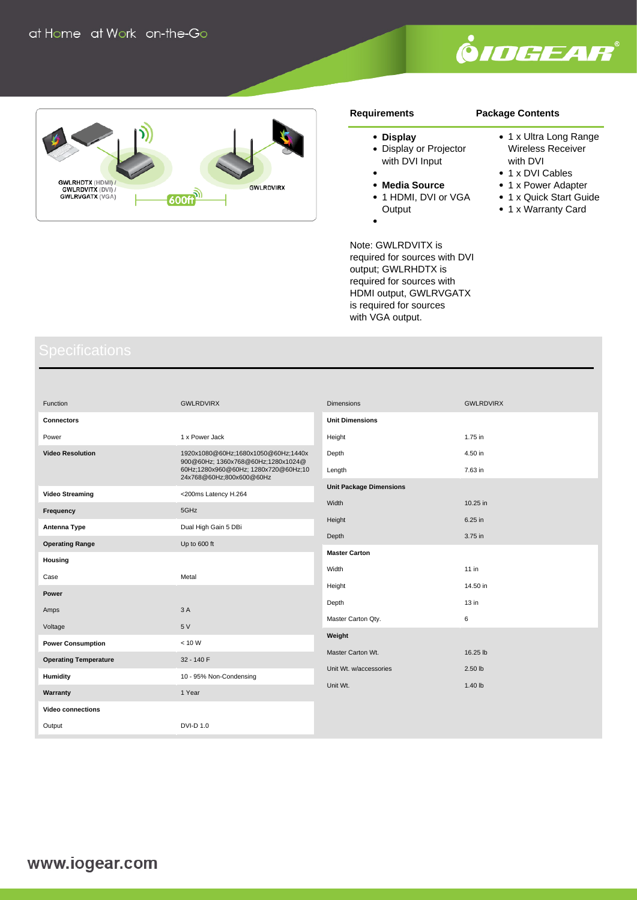## Requirements

- **Display**
- Display or Projector with DVI Input
- **Media Source**
- 1 HDMI, DVI or VGA Output

Note: GWLRDVITX is required for sources with DVI output; GWLRHDTX is required for sources with HDMI output, GWLRVGATX is required for sources with VGA output.

## Package Contents

- 1 x Ultra Long Range Wireless Receiver with DVI
- 1 x DVI Cables
- 1 x Power Adapter
- 1 x Quick Start Guide
- 1 x Warranty Card

# Specifications

| Function | GWLRDVIRX |
|---|---|
| **Connectors** | |
| Power | 1 x Power Jack |
| **Video Resolution** | 1920x1080@60Hz;1680x1050@60Hz;1440x900@60Hz; 1360x768@60Hz;1280x1024@60Hz;1280x960@60Hz; 1280x720@60Hz;1024x768@60Hz;800x600@60Hz |
| **Video Streaming** | <200ms Latency H.264 |
| **Frequency** | 5GHz |
| **Antenna Type** | Dual High Gain 5 DBi |
| **Operating Range** | Up to 600 ft |
| **Housing** | |
| Case | Metal |
| **Power** | |
| Amps | 3 A |
| Voltage | 5 V |
| **Power Consumption** | < 10 W |
| **Operating Temperature** | 32 - 140 F |
| **Humidity** | 10 - 95% Non-Condensing |
| **Warranty** | 1 Year |
| **Video connections** | |
| Output | DVI-D 1.0 |

| Dimensions | GWLRDVIRX |
|---|---|
| **Unit Dimensions** | |
| Height | 1.75 in |
| Depth | 4.50 in |
| Length | 7.63 in |
| **Unit Package Dimensions** | |
| Width | 10.25 in |
| Height | 6.25 in |
| Depth | 3.75 in |
| **Master Carton** | |
| Width | 11 in |
| Height | 14.50 in |
| Depth | 13 in |
| Master Carton Qty. | 6 |
| **Weight** | |
| Master Carton Wt. | 16.25 lb |
| Unit Wt. w/accessories | 2.50 lb |
| Unit Wt. | 1.40 lb |